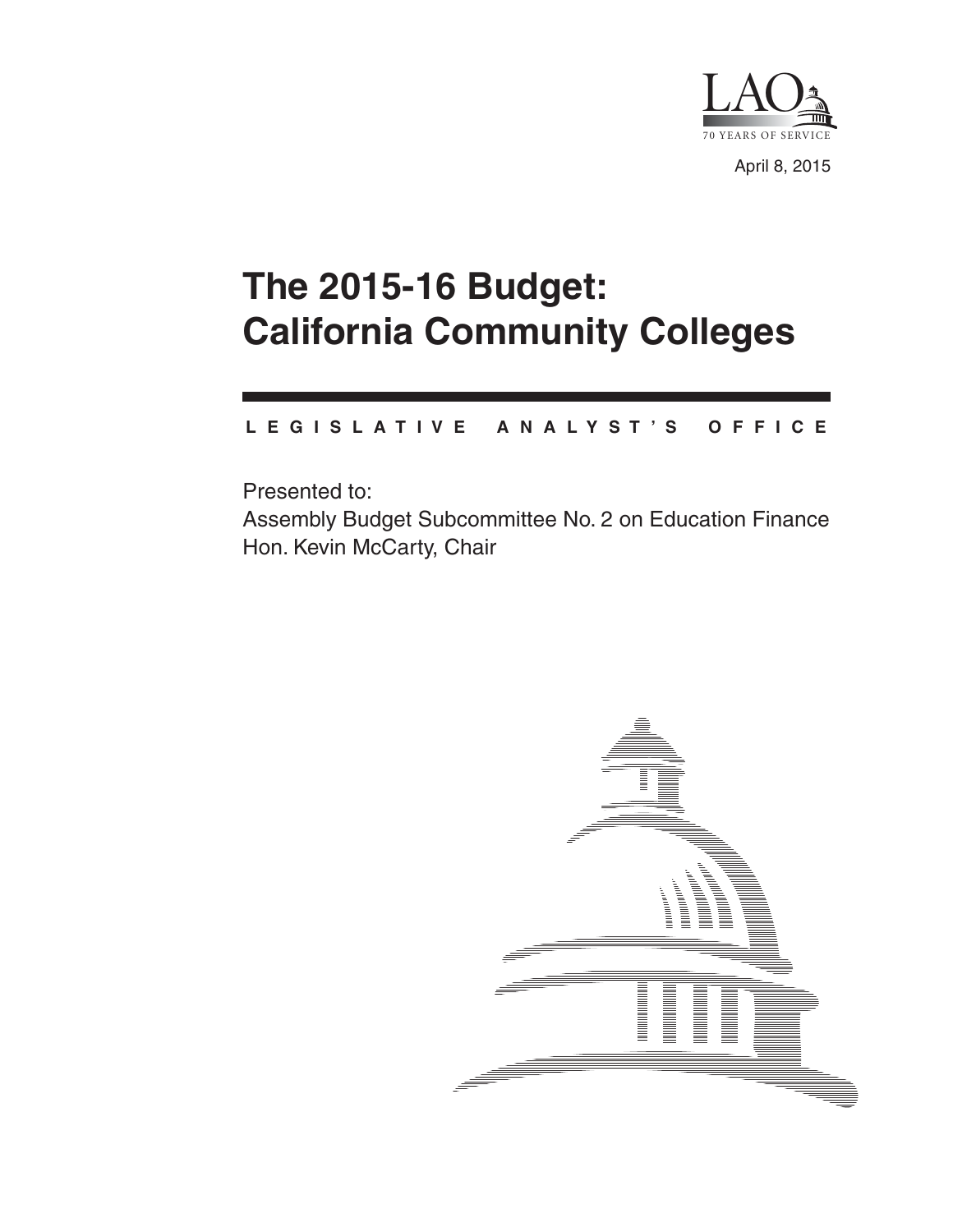LAO

70 YEARS OF SERVICE

April 8, 2015

# The 2015-16 Budget: California Community Colleges

**LEGISLATIVE ANALYST'S OFFICE**

Presented to:

Assembly Budget Subcommittee No. 2 on Education Finance

Hon. Kevin McCarty, Chair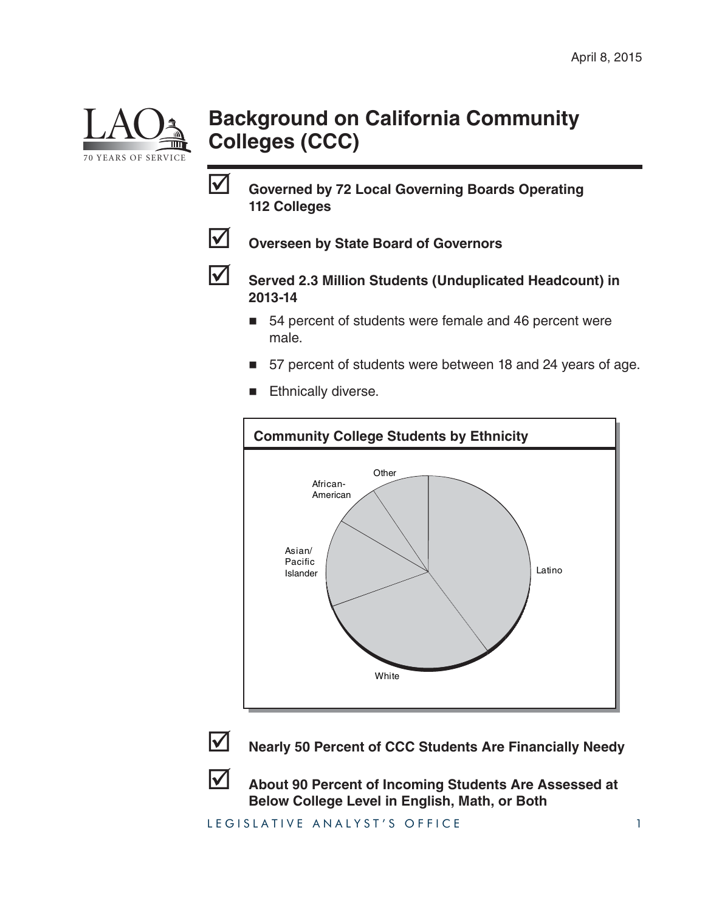April 8, 2015

# Background on California Community Colleges (CCC)

☑ **Governed by 72 Local Governing Boards Operating 112 Colleges**

☑ **Overseen by State Board of Governors**

☑ **Served 2.3 Million Students (Unduplicated Headcount) in 2013-14**

- 54 percent of students were female and 46 percent were male.
- 57 percent of students were between 18 and 24 years of age.
- Ethnically diverse.

**Community College Students by Ethnicity**

Other

African-American

Asian/Pacific Islander

Latino

White

☑ **Nearly 50 Percent of CCC Students Are Financially Needy**

☑ **About 90 Percent of Incoming Students Are Assessed at Below College Level in English, Math, or Both**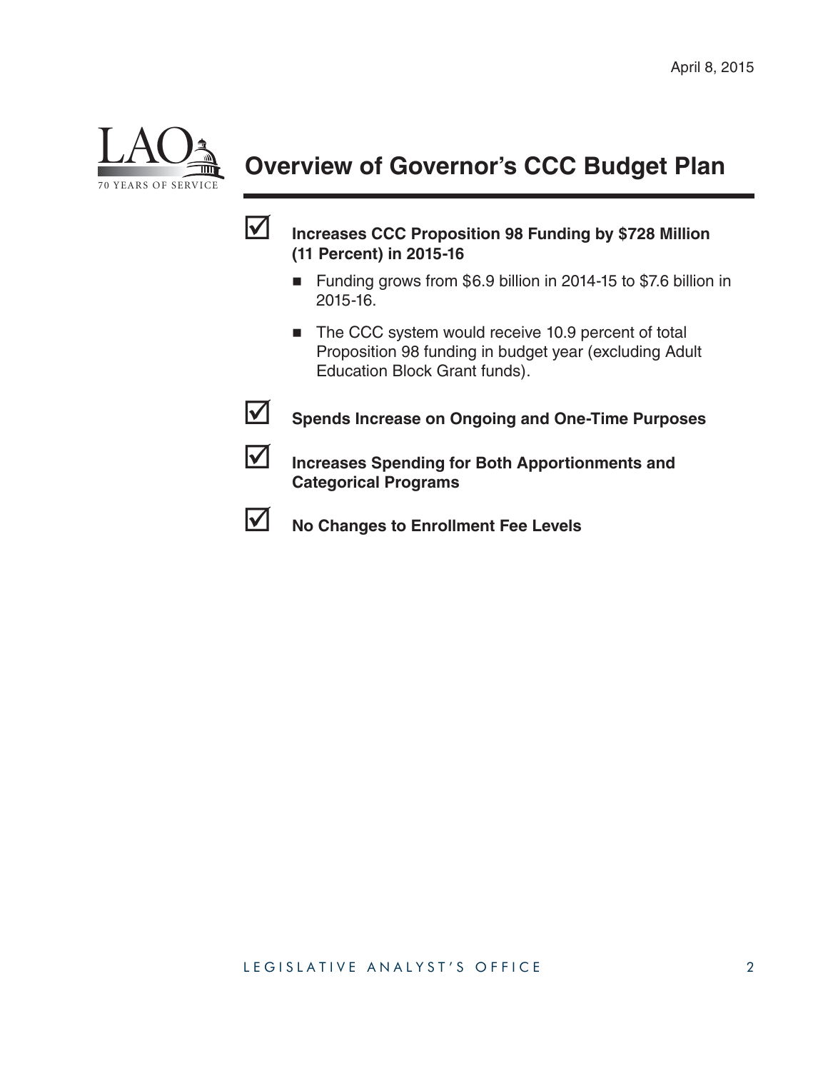# Overview of Governor's CCC Budget Plan

- ☑ **Increases CCC Proposition 98 Funding by $728 Million (11 Percent) in 2015-16**
  - Funding grows from $6.9 billion in 2014-15 to $7.6 billion in 2015-16.
  - The CCC system would receive 10.9 percent of total Proposition 98 funding in budget year (excluding Adult Education Block Grant funds).
- ☑ **Spends Increase on Ongoing and One-Time Purposes**
- ☑ **Increases Spending for Both Apportionments and Categorical Programs**
- ☑ **No Changes to Enrollment Fee Levels**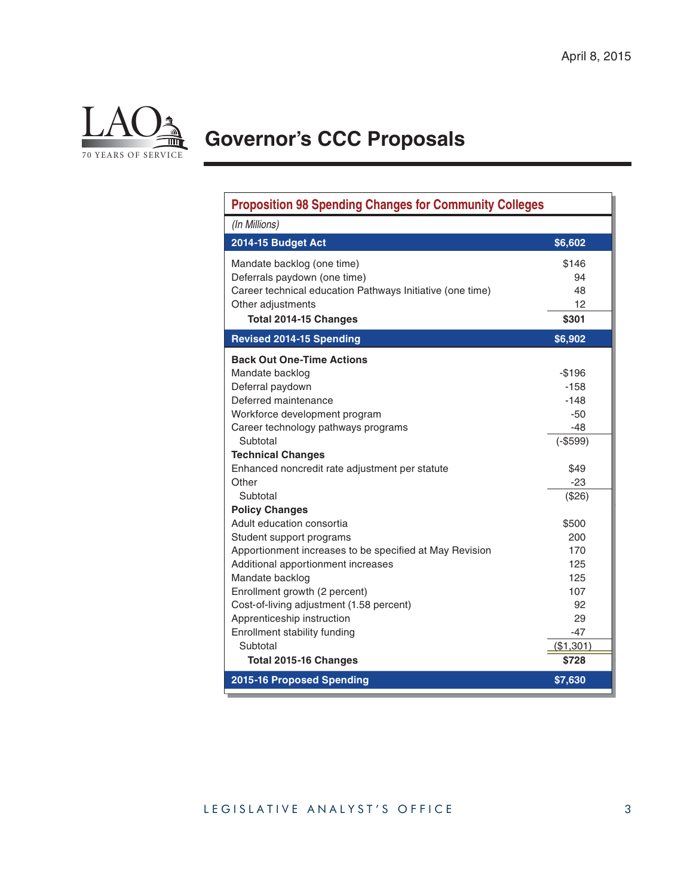April 8, 2015

# Governor's CCC Proposals

**Proposition 98 Spending Changes for Community Colleges**

*(In Millions)*

| | |
|---|---|
| **2014-15 Budget Act** | **$6,602** |
| Mandate backlog (one time) | $146 |
| Deferrals paydown (one time) | 94 |
| Career technical education Pathways Initiative (one time) | 48 |
| Other adjustments | 12 |
| **Total 2014-15 Changes** | **$301** |
| **Revised 2014-15 Spending** | **$6,902** |
| **Back Out One-Time Actions** | |
| Mandate backlog | -$196 |
| Deferral paydown | -158 |
| Deferred maintenance | -148 |
| Workforce development program | -50 |
| Career technology pathways programs | -48 |
| Subtotal | (-$599) |
| **Technical Changes** | |
| Enhanced noncredit rate adjustment per statute | $49 |
| Other | -23 |
| Subtotal | ($26) |
| **Policy Changes** | |
| Adult education consortia | $500 |
| Student support programs | 200 |
| Apportionment increases to be specified at May Revision | 170 |
| Additional apportionment increases | 125 |
| Mandate backlog | 125 |
| Enrollment growth (2 percent) | 107 |
| Cost-of-living adjustment (1.58 percent) | 92 |
| Apprenticeship instruction | 29 |
| Enrollment stability funding | -47 |
| Subtotal | ($1,301) |
| **Total 2015-16 Changes** | **$728** |
| **2015-16 Proposed Spending** | **$7,630** |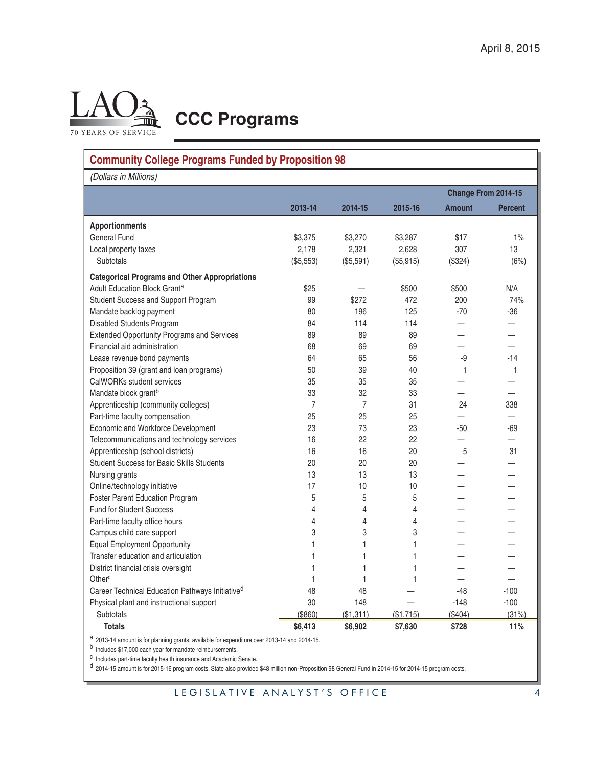April 8, 2015

# CCC Programs

## Community College Programs Funded by Proposition 98

*(Dollars in Millions)*

| | 2013-14 | 2014-15 | 2015-16 | Change From 2014-15 | |
|---|---|---|---|---|---|
| | | | | Amount | Percent |
| **Apportionments** | | | | | |
| General Fund | $3,375 | $3,270 | $3,287 | $17 | 1% |
| Local property taxes | 2,178 | 2,321 | 2,628 | 307 | 13 |
| Subtotals | ($5,553) | ($5,591) | ($5,915) | ($324) | (6%) |
| **Categorical Programs and Other Appropriations** | | | | | |
| Adult Education Block Grant[a] | $25 | — | $500 | $500 | N/A |
| Student Success and Support Program | 99 | $272 | 472 | 200 | 74% |
| Mandate backlog payment | 80 | 196 | 125 | -70 | -36 |
| Disabled Students Program | 84 | 114 | 114 | — | — |
| Extended Opportunity Programs and Services | 89 | 89 | 89 | — | — |
| Financial aid administration | 68 | 69 | 69 | — | — |
| Lease revenue bond payments | 64 | 65 | 56 | -9 | -14 |
| Proposition 39 (grant and loan programs) | 50 | 39 | 40 | 1 | 1 |
| CalWORKs student services | 35 | 35 | 35 | — | — |
| Mandate block grant[b] | 33 | 32 | 33 | — | — |
| Apprenticeship (community colleges) | 7 | 7 | 31 | 24 | 338 |
| Part-time faculty compensation | 25 | 25 | 25 | — | — |
| Economic and Workforce Development | 23 | 73 | 23 | -50 | -69 |
| Telecommunications and technology services | 16 | 22 | 22 | — | — |
| Apprenticeship (school districts) | 16 | 16 | 20 | 5 | 31 |
| Student Success for Basic Skills Students | 20 | 20 | 20 | — | — |
| Nursing grants | 13 | 13 | 13 | — | — |
| Online/technology initiative | 17 | 10 | 10 | — | — |
| Foster Parent Education Program | 5 | 5 | 5 | — | — |
| Fund for Student Success | 4 | 4 | 4 | — | — |
| Part-time faculty office hours | 4 | 4 | 4 | — | — |
| Campus child care support | 3 | 3 | 3 | — | — |
| Equal Employment Opportunity | 1 | 1 | 1 | — | — |
| Transfer education and articulation | 1 | 1 | 1 | — | — |
| District financial crisis oversight | 1 | 1 | 1 | — | — |
| Other[c] | 1 | 1 | 1 | — | — |
| Career Technical Education Pathways Initiative[d] | 48 | 48 | — | -48 | -100 |
| Physical plant and instructional support | 30 | 148 | — | -148 | -100 |
| Subtotals | ($860) | ($1,311) | ($1,715) | ($404) | (31%) |
| **Totals** | **$6,413** | **$6,902** | **$7,630** | **$728** | **11%** |

[a] 2013-14 amount is for planning grants, available for expenditure over 2013-14 and 2014-15.

[b] Includes $17,000 each year for mandate reimbursements.

[c] Includes part-time faculty health insurance and Academic Senate.

[d] 2014-15 amount is for 2015-16 program costs. State also provided $48 million non-Proposition 98 General Fund in 2014-15 for 2014-15 program costs.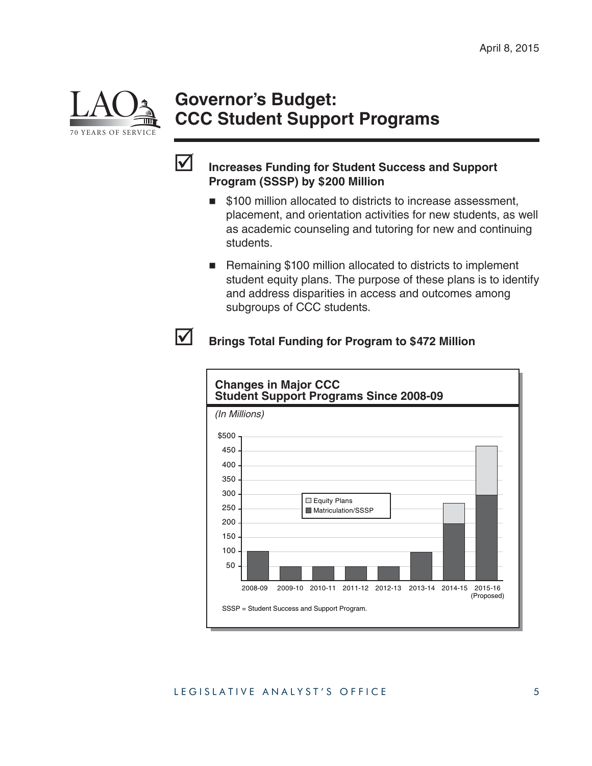## Governor's Budget: CCC Student Support Programs

☑ **Increases Funding for Student Success and Support Program (SSSP) by $200 Million**

- $100 million allocated to districts to increase assessment, placement, and orientation activities for new students, as well as academic counseling and tutoring for new and continuing students.
- Remaining $100 million allocated to districts to implement student equity plans. The purpose of these plans is to identify and address disparities in access and outcomes among subgroups of CCC students.

☑ **Brings Total Funding for Program to $472 Million**

**Changes in Major CCC Student Support Programs Since 2008-09**

*(In Millions)*

SSSP = Student Success and Support Program.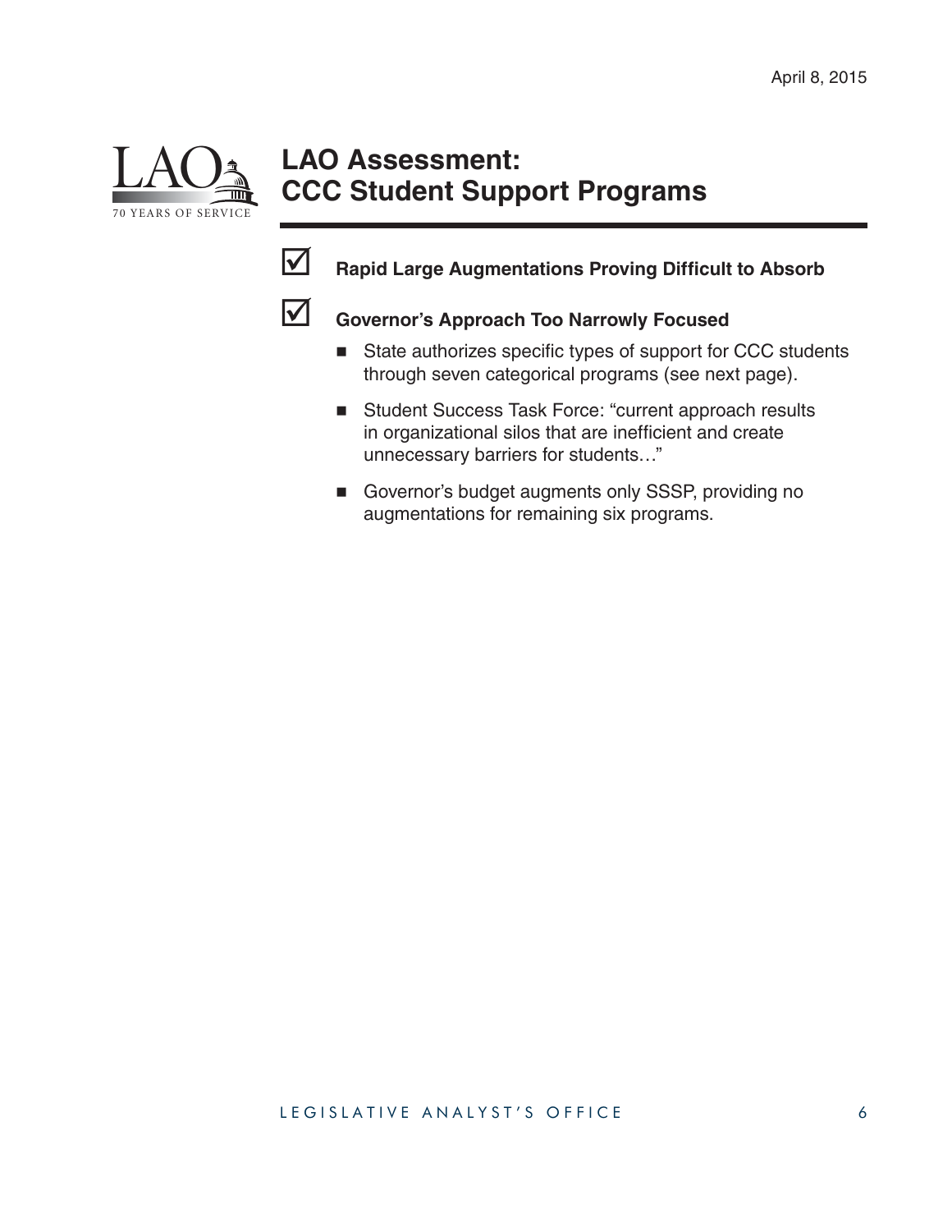# LAO Assessment: CCC Student Support Programs

☑ **Rapid Large Augmentations Proving Difficult to Absorb**

☑ **Governor's Approach Too Narrowly Focused**

- State authorizes specific types of support for CCC students through seven categorical programs (see next page).
- Student Success Task Force: "current approach results in organizational silos that are inefficient and create unnecessary barriers for students…"
- Governor's budget augments only SSSP, providing no augmentations for remaining six programs.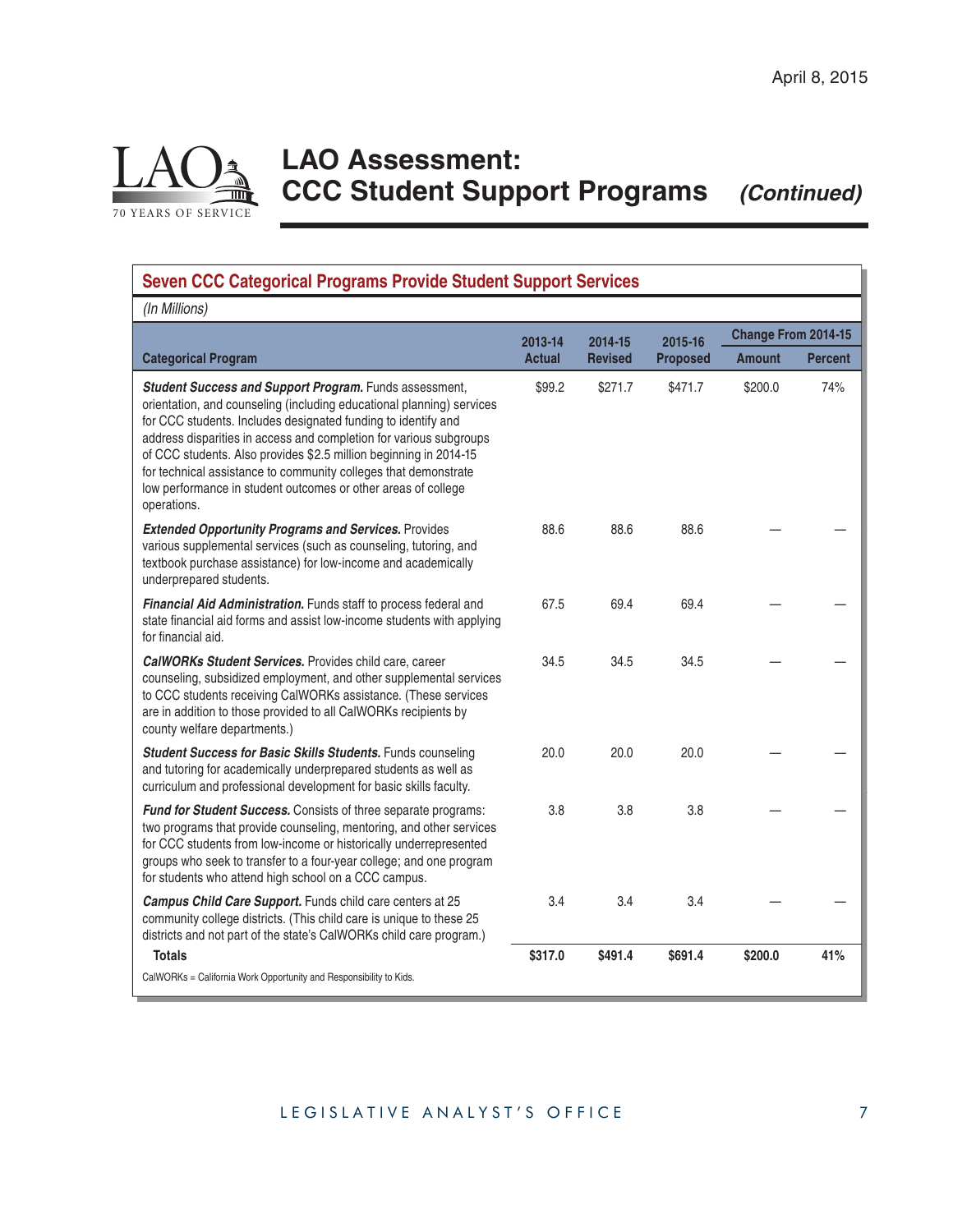April 8, 2015

# LAO Assessment: CCC Student Support Programs *(Continued)*

## Seven CCC Categorical Programs Provide Student Support Services

*(In Millions)*

| Categorical Program | 2013-14 Actual | 2014-15 Revised | 2015-16 Proposed | Change From 2014-15 | |
|---|---|---|---|---|---|
| | | | | Amount | Percent |
| ***Student Success and Support Program.*** Funds assessment, orientation, and counseling (including educational planning) services for CCC students. Includes designated funding to identify and address disparities in access and completion for various subgroups of CCC students. Also provides $2.5 million beginning in 2014-15 for technical assistance to community colleges that demonstrate low performance in student outcomes or other areas of college operations. | $99.2 | $271.7 | $471.7 | $200.0 | 74% |
| ***Extended Opportunity Programs and Services.*** Provides various supplemental services (such as counseling, tutoring, and textbook purchase assistance) for low-income and academically underprepared students. | 88.6 | 88.6 | 88.6 | — | — |
| ***Financial Aid Administration.*** Funds staff to process federal and state financial aid forms and assist low-income students with applying for financial aid. | 67.5 | 69.4 | 69.4 | — | — |
| ***CalWORKs Student Services.*** Provides child care, career counseling, subsidized employment, and other supplemental services to CCC students receiving CalWORKs assistance. (These services are in addition to those provided to all CalWORKs recipients by county welfare departments.) | 34.5 | 34.5 | 34.5 | — | — |
| ***Student Success for Basic Skills Students.*** Funds counseling and tutoring for academically underprepared students as well as curriculum and professional development for basic skills faculty. | 20.0 | 20.0 | 20.0 | — | — |
| ***Fund for Student Success.*** Consists of three separate programs: two programs that provide counseling, mentoring, and other services for CCC students from low-income or historically underrepresented groups who seek to transfer to a four-year college; and one program for students who attend high school on a CCC campus. | 3.8 | 3.8 | 3.8 | — | — |
| ***Campus Child Care Support.*** Funds child care centers at 25 community college districts. (This child care is unique to these 25 districts and not part of the state's CalWORKs child care program.) | 3.4 | 3.4 | 3.4 | — | — |
| **Totals** | **$317.0** | **$491.4** | **$691.4** | **$200.0** | **41%** |

CalWORKs = California Work Opportunity and Responsibility to Kids.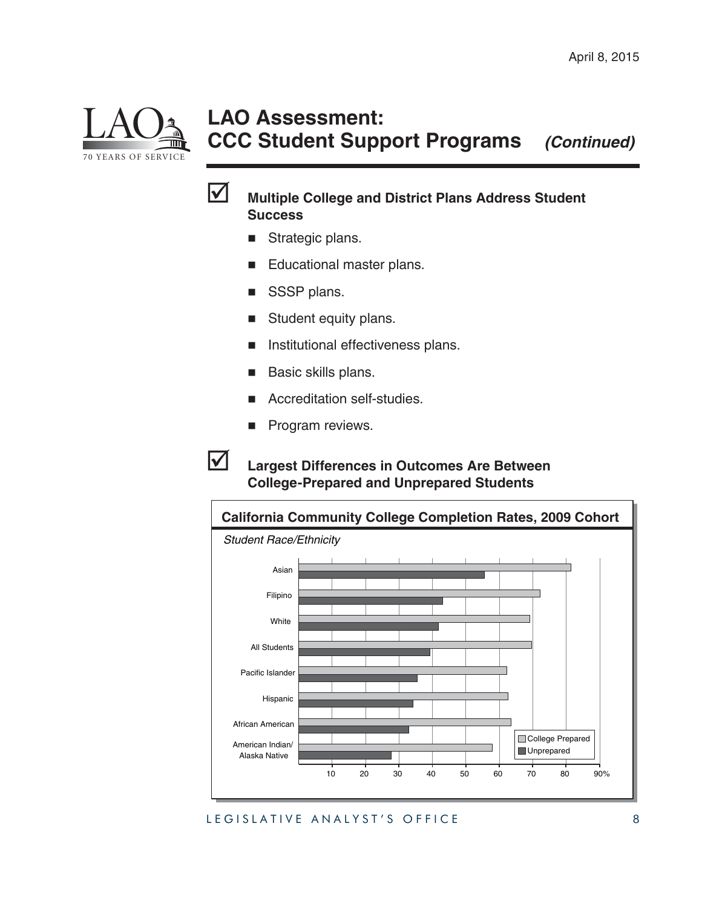# LAO Assessment: CCC Student Support Programs *(Continued)*

☑ **Multiple College and District Plans Address Student Success**

- Strategic plans.
- Educational master plans.
- SSSP plans.
- Student equity plans.
- Institutional effectiveness plans.
- Basic skills plans.
- Accreditation self-studies.
- Program reviews.

☑ **Largest Differences in Outcomes Are Between College-Prepared and Unprepared Students**

**California Community College Completion Rates, 2009 Cohort**

*Student Race/Ethnicity*

| Student Race/Ethnicity | College Prepared | Unprepared |
|---|---|---|
| Asian | ~81% | ~56% |
| Filipino | ~72% | ~43% |
| White | ~69% | ~42% |
| All Students | ~70% | ~39% |
| Pacific Islander | ~62% | ~36% |
| Hispanic | ~63% | ~34% |
| African American | ~64% | ~33% |
| American Indian/Alaska Native | ~58% | ~28% |

*Values are approximate readings from a bar chart (axis: 10–90%).*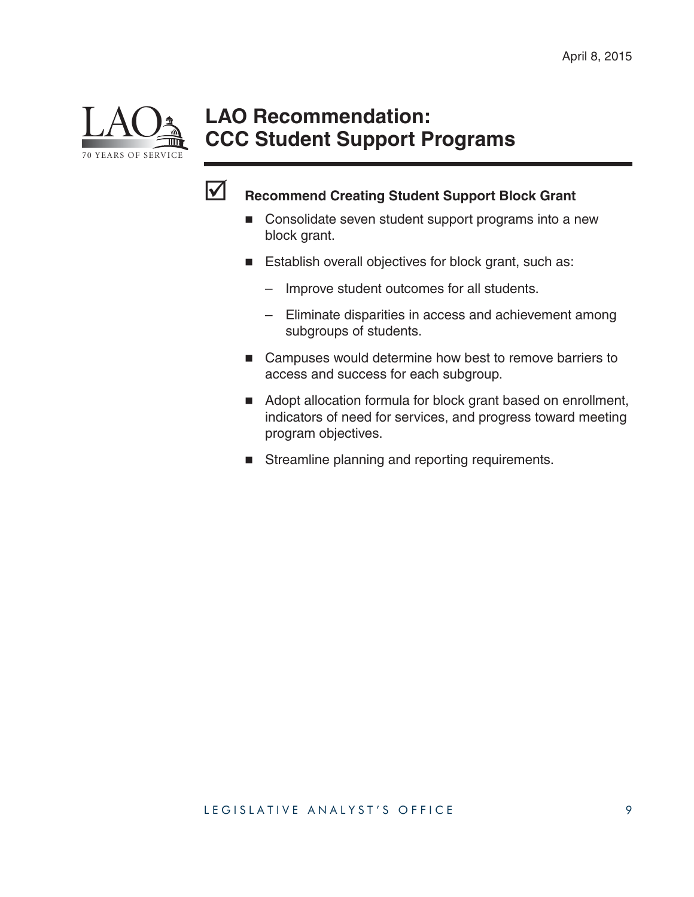# LAO Recommendation: CCC Student Support Programs

☑ **Recommend Creating Student Support Block Grant**

- Consolidate seven student support programs into a new block grant.
- Establish overall objectives for block grant, such as:
  - Improve student outcomes for all students.
  - Eliminate disparities in access and achievement among subgroups of students.
- Campuses would determine how best to remove barriers to access and success for each subgroup.
- Adopt allocation formula for block grant based on enrollment, indicators of need for services, and progress toward meeting program objectives.
- Streamline planning and reporting requirements.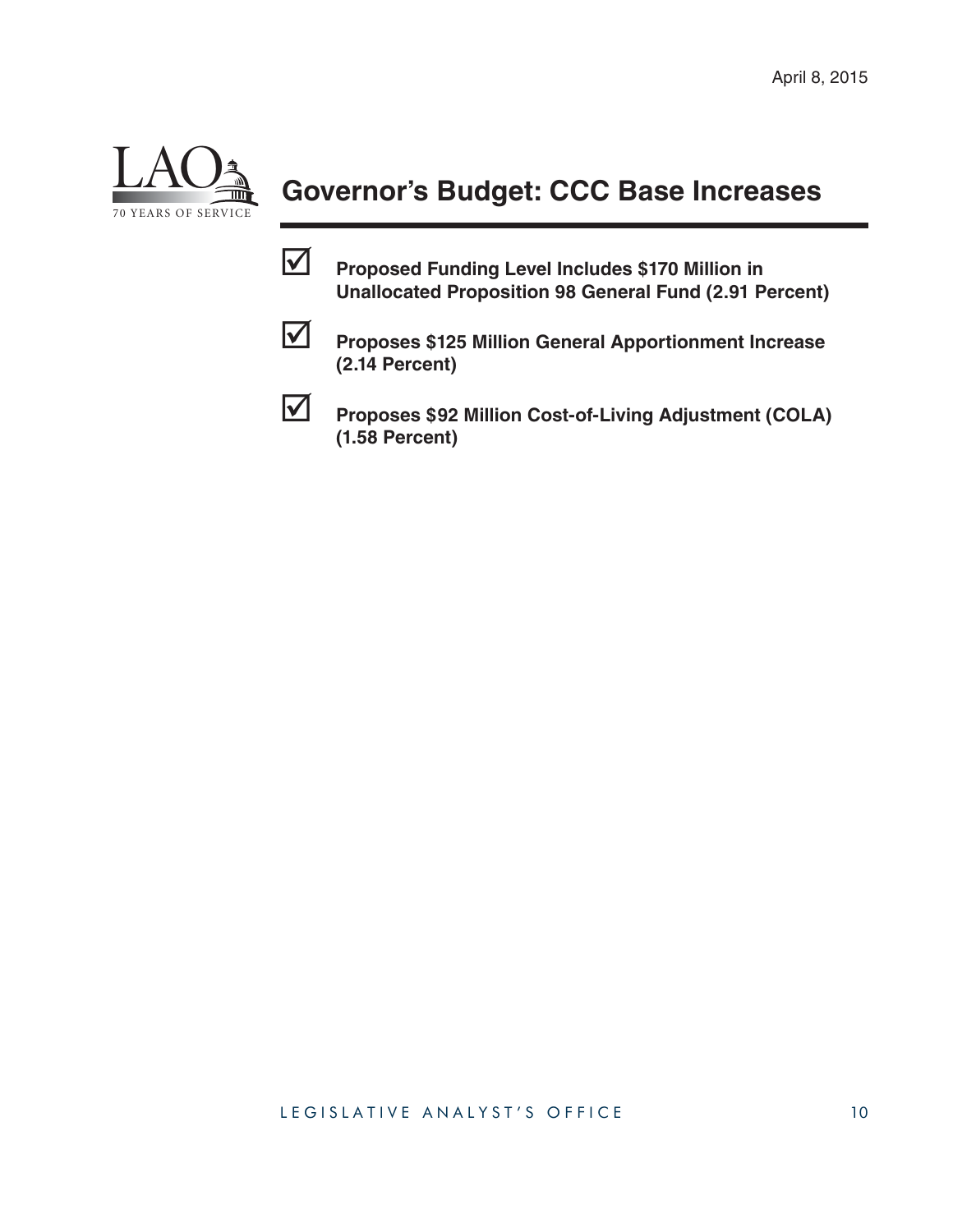## Governor's Budget: CCC Base Increases

- ☑ **Proposed Funding Level Includes $170 Million in Unallocated Proposition 98 General Fund (2.91 Percent)**
- ☑ **Proposes $125 Million General Apportionment Increase (2.14 Percent)**
- ☑ **Proposes $92 Million Cost-of-Living Adjustment (COLA) (1.58 Percent)**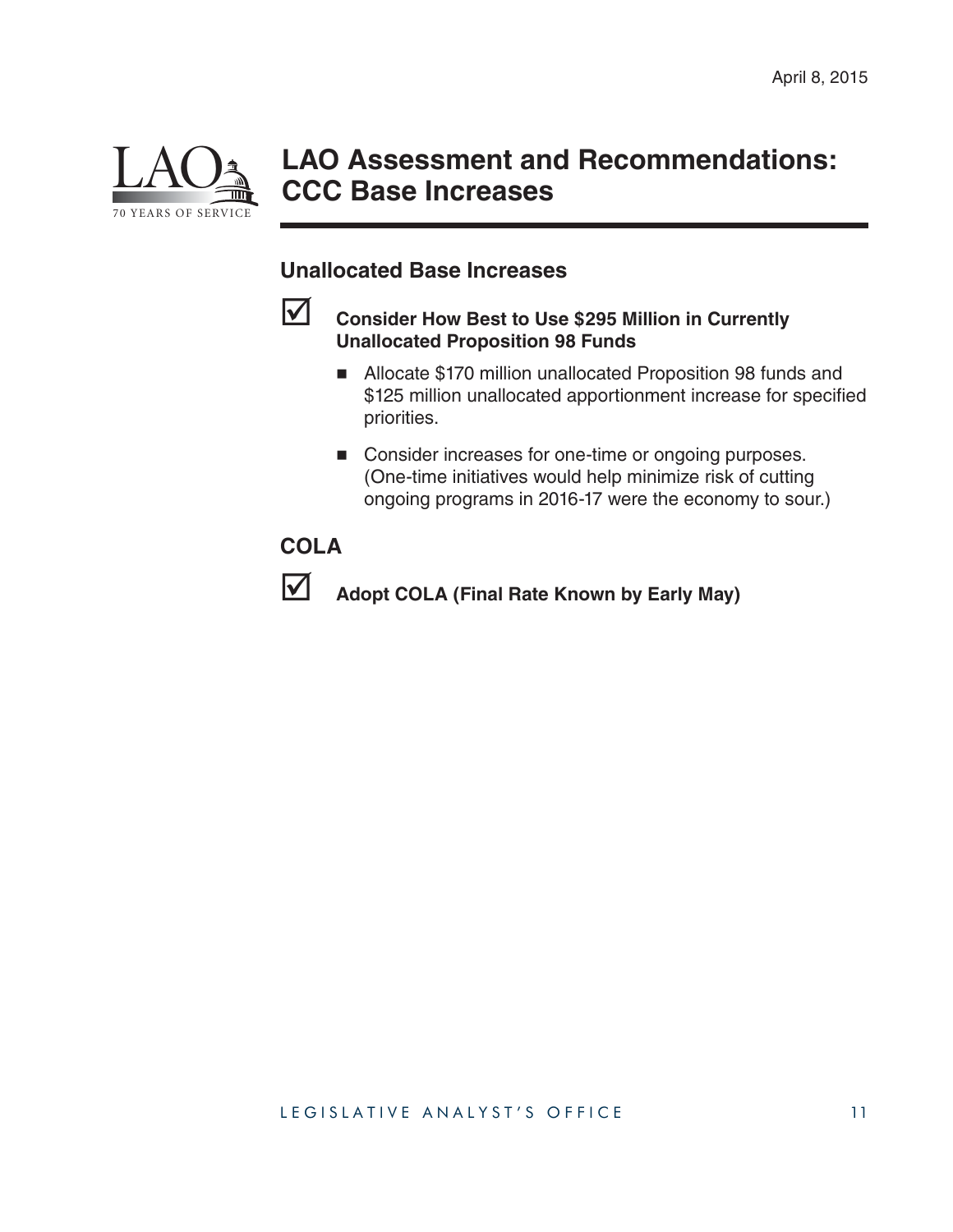April 8, 2015

# LAO Assessment and Recommendations: CCC Base Increases

## Unallocated Base Increases

☑ **Consider How Best to Use $295 Million in Currently Unallocated Proposition 98 Funds**

- Allocate $170 million unallocated Proposition 98 funds and $125 million unallocated apportionment increase for specified priorities.
- Consider increases for one-time or ongoing purposes. (One-time initiatives would help minimize risk of cutting ongoing programs in 2016-17 were the economy to sour.)

## COLA

☑ **Adopt COLA (Final Rate Known by Early May)**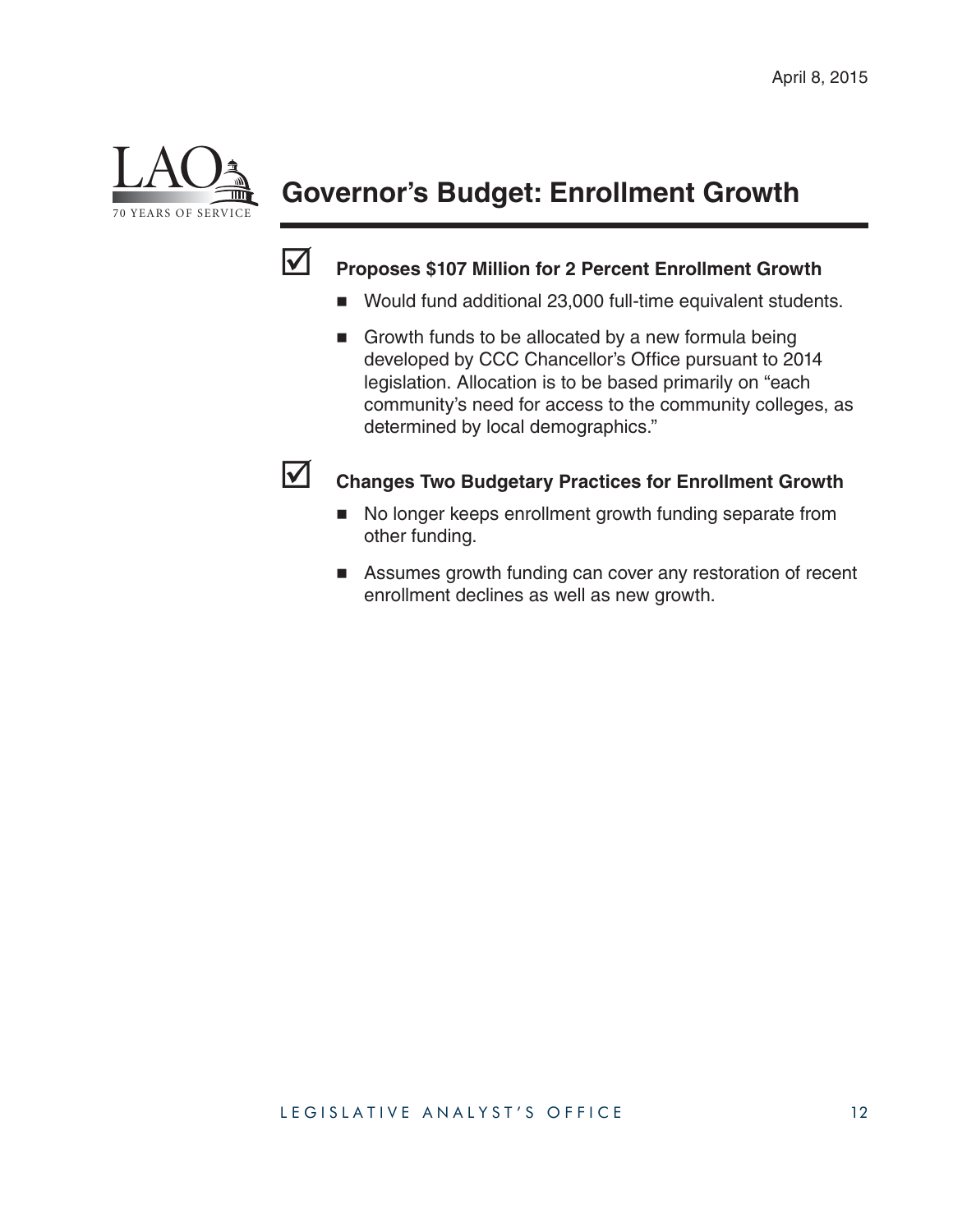# Governor's Budget: Enrollment Growth

- **Proposes $107 Million for 2 Percent Enrollment Growth**
  - Would fund additional 23,000 full-time equivalent students.
  - Growth funds to be allocated by a new formula being developed by CCC Chancellor's Office pursuant to 2014 legislation. Allocation is to be based primarily on "each community's need for access to the community colleges, as determined by local demographics."

- **Changes Two Budgetary Practices for Enrollment Growth**
  - No longer keeps enrollment growth funding separate from other funding.
  - Assumes growth funding can cover any restoration of recent enrollment declines as well as new growth.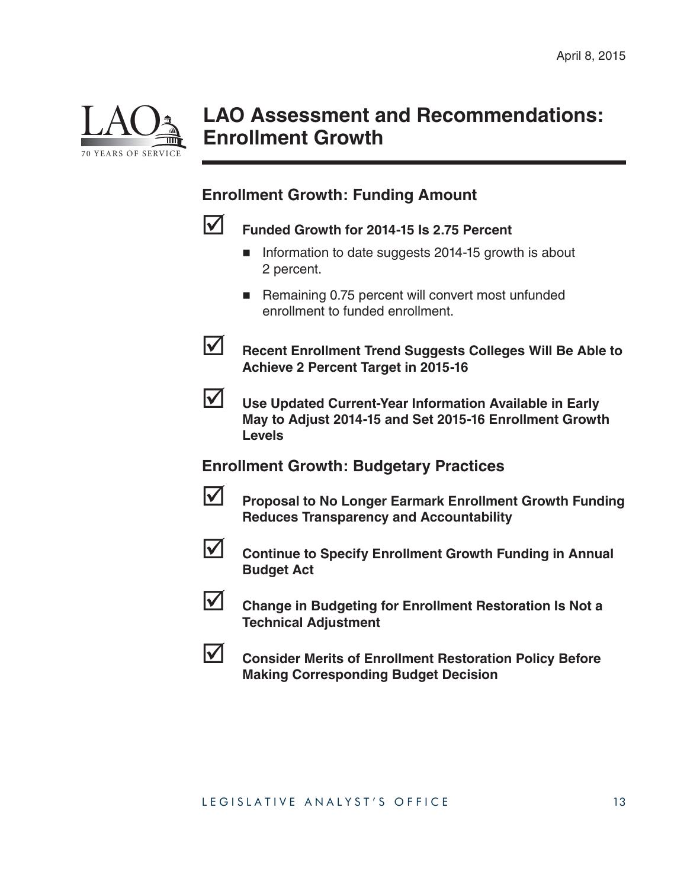# LAO Assessment and Recommendations: Enrollment Growth

## Enrollment Growth: Funding Amount

- **Funded Growth for 2014-15 Is 2.75 Percent**
  - Information to date suggests 2014-15 growth is about 2 percent.
  - Remaining 0.75 percent will convert most unfunded enrollment to funded enrollment.
- **Recent Enrollment Trend Suggests Colleges Will Be Able to Achieve 2 Percent Target in 2015-16**
- **Use Updated Current-Year Information Available in Early May to Adjust 2014-15 and Set 2015-16 Enrollment Growth Levels**

## Enrollment Growth: Budgetary Practices

- **Proposal to No Longer Earmark Enrollment Growth Funding Reduces Transparency and Accountability**
- **Continue to Specify Enrollment Growth Funding in Annual Budget Act**
- **Change in Budgeting for Enrollment Restoration Is Not a Technical Adjustment**
- **Consider Merits of Enrollment Restoration Policy Before Making Corresponding Budget Decision**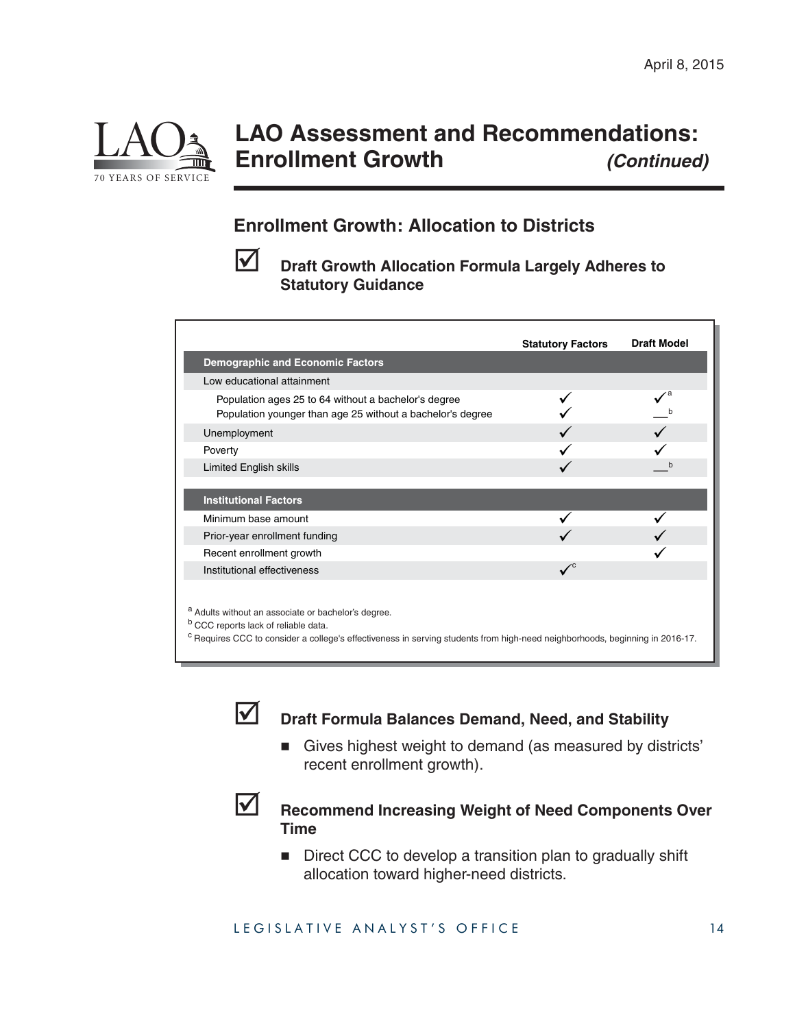April 8, 2015

# LAO Assessment and Recommendations: Enrollment Growth *(Continued)*

## Enrollment Growth: Allocation to Districts

☑ **Draft Growth Allocation Formula Largely Adheres to Statutory Guidance**

| | Statutory Factors | Draft Model |
|---|---|---|
| **Demographic and Economic Factors** | | |
| Low educational attainment | | |
| Population ages 25 to 64 without a bachelor's degree | ✓ | ✓[a] |
| Population younger than age 25 without a bachelor's degree | ✓ | —[b] |
| Unemployment | ✓ | ✓ |
| Poverty | ✓ | ✓ |
| Limited English skills | ✓ | —[b] |
| **Institutional Factors** | | |
| Minimum base amount | ✓ | ✓ |
| Prior-year enrollment funding | ✓ | ✓ |
| Recent enrollment growth | | ✓ |
| Institutional effectiveness | ✓[c] | |

[a] Adults without an associate or bachelor's degree.
[b] CCC reports lack of reliable data.
[c] Requires CCC to consider a college's effectiveness in serving students from high-need neighborhoods, beginning in 2016-17.

☑ **Draft Formula Balances Demand, Need, and Stability**

- Gives highest weight to demand (as measured by districts' recent enrollment growth).

☑ **Recommend Increasing Weight of Need Components Over Time**

- Direct CCC to develop a transition plan to gradually shift allocation toward higher-need districts.